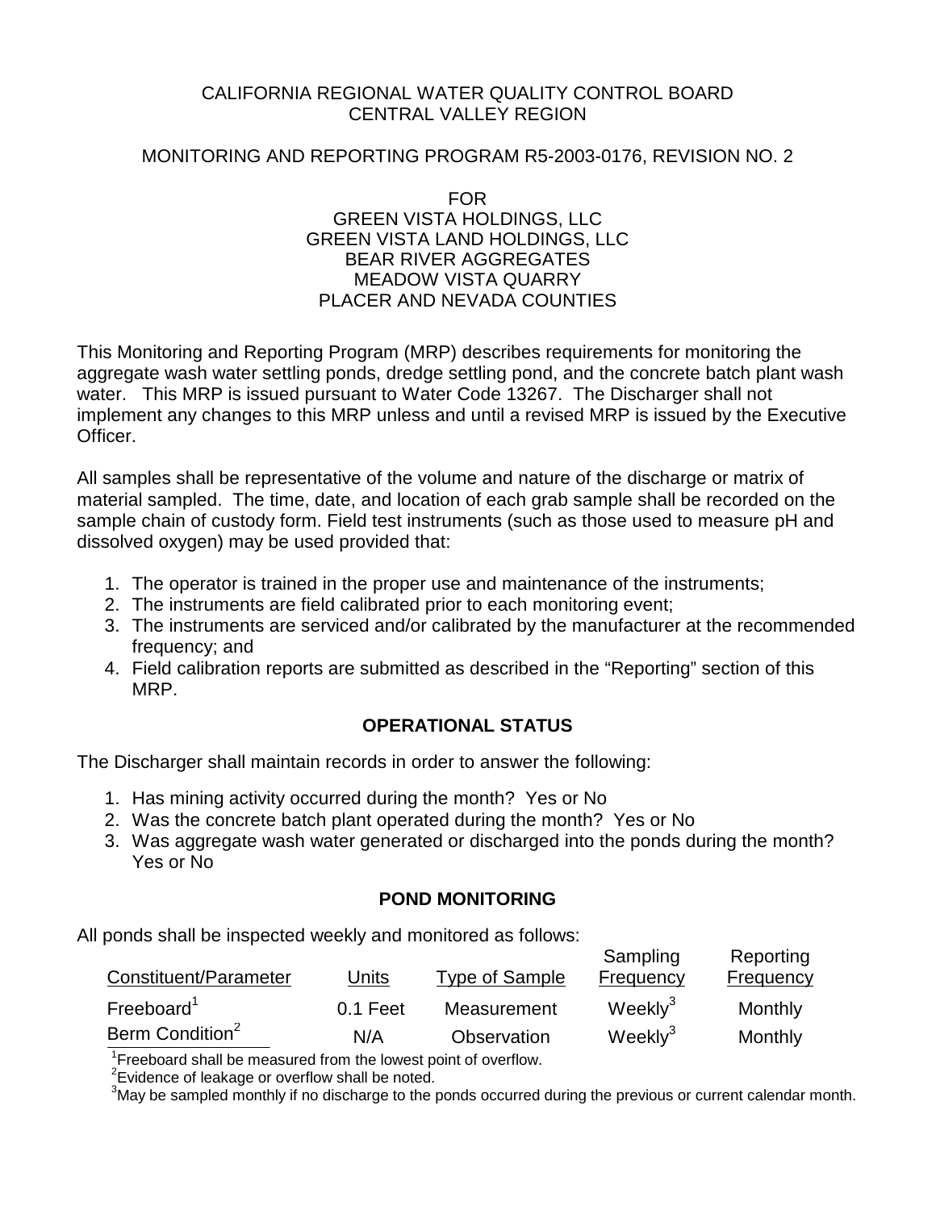CALIFORNIA REGIONAL WATER QUALITY CONTROL BOARD
CENTRAL VALLEY REGION

MONITORING AND REPORTING PROGRAM R5-2003-0176, REVISION NO. 2

FOR
GREEN VISTA HOLDINGS, LLC
GREEN VISTA LAND HOLDINGS, LLC
BEAR RIVER AGGREGATES
MEADOW VISTA QUARRY
PLACER AND NEVADA COUNTIES

This Monitoring and Reporting Program (MRP) describes requirements for monitoring the aggregate wash water settling ponds, dredge settling pond, and the concrete batch plant wash water. This MRP is issued pursuant to Water Code 13267. The Discharger shall not implement any changes to this MRP unless and until a revised MRP is issued by the Executive Officer.

All samples shall be representative of the volume and nature of the discharge or matrix of material sampled. The time, date, and location of each grab sample shall be recorded on the sample chain of custody form. Field test instruments (such as those used to measure pH and dissolved oxygen) may be used provided that:

1. The operator is trained in the proper use and maintenance of the instruments;
2. The instruments are field calibrated prior to each monitoring event;
3. The instruments are serviced and/or calibrated by the manufacturer at the recommended frequency; and
4. Field calibration reports are submitted as described in the "Reporting" section of this MRP.

## OPERATIONAL STATUS

The Discharger shall maintain records in order to answer the following:

1. Has mining activity occurred during the month? Yes or No
2. Was the concrete batch plant operated during the month? Yes or No
3. Was aggregate wash water generated or discharged into the ponds during the month? Yes or No

## POND MONITORING

All ponds shall be inspected weekly and monitored as follows:

| Constituent/Parameter | Units | Type of Sample | Sampling Frequency | Reporting Frequency |
|---|---|---|---|---|
| Freeboard[1] | 0.1 Feet | Measurement | Weekly[3] | Monthly |
| Berm Condition[2] | N/A | Observation | Weekly[3] | Monthly |

[1]Freeboard shall be measured from the lowest point of overflow.
[2]Evidence of leakage or overflow shall be noted.
[3]May be sampled monthly if no discharge to the ponds occurred during the previous or current calendar month.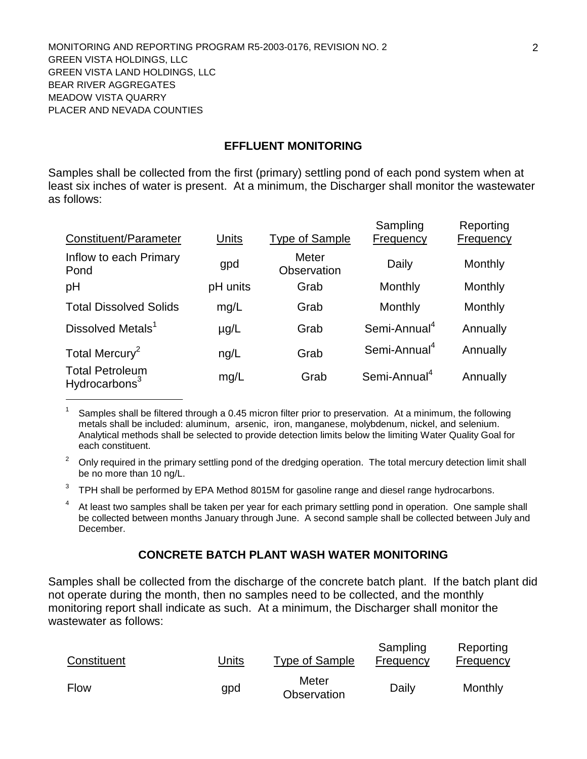MONITORING AND REPORTING PROGRAM R5-2003-0176, REVISION NO. 2
GREEN VISTA HOLDINGS, LLC
GREEN VISTA LAND HOLDINGS, LLC
BEAR RIVER AGGREGATES
MEADOW VISTA QUARRY
PLACER AND NEVADA COUNTIES

## EFFLUENT MONITORING

Samples shall be collected from the first (primary) settling pond of each pond system when at least six inches of water is present. At a minimum, the Discharger shall monitor the wastewater as follows:

| Constituent/Parameter | Units | Type of Sample | Sampling Frequency | Reporting Frequency |
|---|---|---|---|---|
| Inflow to each Primary Pond | gpd | Meter Observation | Daily | Monthly |
| pH | pH units | Grab | Monthly | Monthly |
| Total Dissolved Solids | mg/L | Grab | Monthly | Monthly |
| Dissolved Metals[1] | µg/L | Grab | Semi-Annual[4] | Annually |
| Total Mercury[2] | ng/L | Grab | Semi-Annual[4] | Annually |
| Total Petroleum Hydrocarbons[3] | mg/L | Grab | Semi-Annual[4] | Annually |

[1] Samples shall be filtered through a 0.45 micron filter prior to preservation. At a minimum, the following metals shall be included: aluminum, arsenic, iron, manganese, molybdenum, nickel, and selenium. Analytical methods shall be selected to provide detection limits below the limiting Water Quality Goal for each constituent.

[2] Only required in the primary settling pond of the dredging operation. The total mercury detection limit shall be no more than 10 ng/L.

[3] TPH shall be performed by EPA Method 8015M for gasoline range and diesel range hydrocarbons.

[4] At least two samples shall be taken per year for each primary settling pond in operation. One sample shall be collected between months January through June. A second sample shall be collected between July and December.

## CONCRETE BATCH PLANT WASH WATER MONITORING

Samples shall be collected from the discharge of the concrete batch plant. If the batch plant did not operate during the month, then no samples need to be collected, and the monthly monitoring report shall indicate as such. At a minimum, the Discharger shall monitor the wastewater as follows:

| Constituent | Units | Type of Sample | Sampling Frequency | Reporting Frequency |
|---|---|---|---|---|
| Flow | gpd | Meter Observation | Daily | Monthly |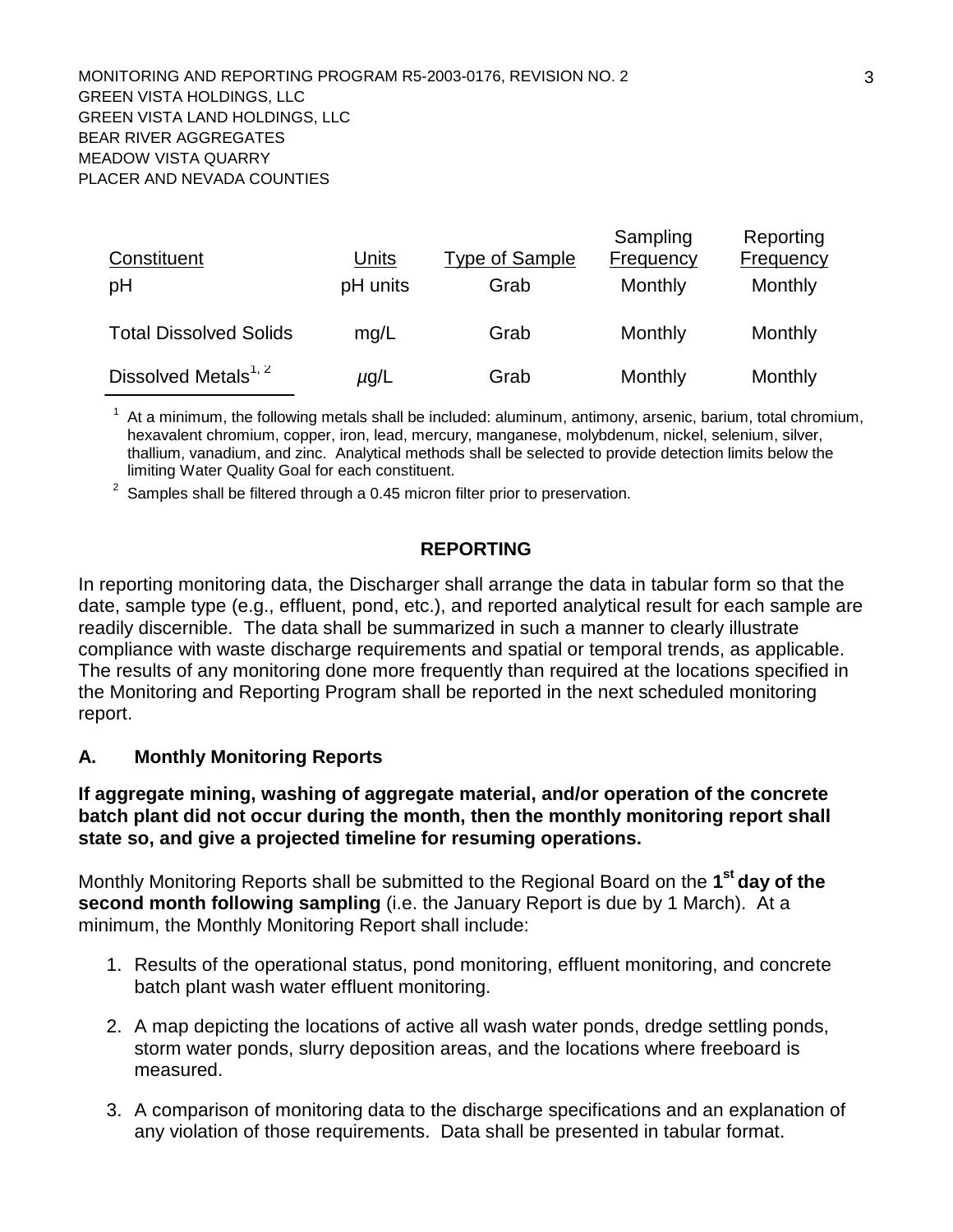| Constituent | Units | Type of Sample | Sampling Frequency | Reporting Frequency |
|---|---|---|---|---|
| pH | pH units | Grab | Monthly | Monthly |
| Total Dissolved Solids | mg/L | Grab | Monthly | Monthly |
| Dissolved Metals[1, 2] | $\mu$g/L | Grab | Monthly | Monthly |

[1] At a minimum, the following metals shall be included: aluminum, antimony, arsenic, barium, total chromium, hexavalent chromium, copper, iron, lead, mercury, manganese, molybdenum, nickel, selenium, silver, thallium, vanadium, and zinc. Analytical methods shall be selected to provide detection limits below the limiting Water Quality Goal for each constituent.

[2] Samples shall be filtered through a 0.45 micron filter prior to preservation.

## REPORTING

In reporting monitoring data, the Discharger shall arrange the data in tabular form so that the date, sample type (e.g., effluent, pond, etc.), and reported analytical result for each sample are readily discernible. The data shall be summarized in such a manner to clearly illustrate compliance with waste discharge requirements and spatial or temporal trends, as applicable. The results of any monitoring done more frequently than required at the locations specified in the Monitoring and Reporting Program shall be reported in the next scheduled monitoring report.

### A. Monthly Monitoring Reports

**If aggregate mining, washing of aggregate material, and/or operation of the concrete batch plant did not occur during the month, then the monthly monitoring report shall state so, and give a projected timeline for resuming operations.**

Monthly Monitoring Reports shall be submitted to the Regional Board on the **1st day of the second month following sampling** (i.e. the January Report is due by 1 March). At a minimum, the Monthly Monitoring Report shall include:

1. Results of the operational status, pond monitoring, effluent monitoring, and concrete batch plant wash water effluent monitoring.
2. A map depicting the locations of active all wash water ponds, dredge settling ponds, storm water ponds, slurry deposition areas, and the locations where freeboard is measured.
3. A comparison of monitoring data to the discharge specifications and an explanation of any violation of those requirements. Data shall be presented in tabular format.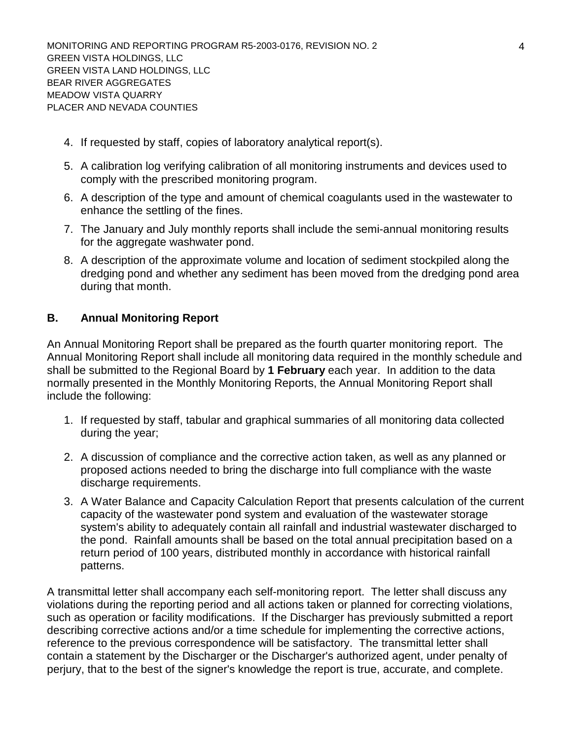4. If requested by staff, copies of laboratory analytical report(s).
5. A calibration log verifying calibration of all monitoring instruments and devices used to comply with the prescribed monitoring program.
6. A description of the type and amount of chemical coagulants used in the wastewater to enhance the settling of the fines.
7. The January and July monthly reports shall include the semi-annual monitoring results for the aggregate washwater pond.
8. A description of the approximate volume and location of sediment stockpiled along the dredging pond and whether any sediment has been moved from the dredging pond area during that month.

## B. Annual Monitoring Report

An Annual Monitoring Report shall be prepared as the fourth quarter monitoring report. The Annual Monitoring Report shall include all monitoring data required in the monthly schedule and shall be submitted to the Regional Board by **1 February** each year. In addition to the data normally presented in the Monthly Monitoring Reports, the Annual Monitoring Report shall include the following:

1. If requested by staff, tabular and graphical summaries of all monitoring data collected during the year;
2. A discussion of compliance and the corrective action taken, as well as any planned or proposed actions needed to bring the discharge into full compliance with the waste discharge requirements.
3. A Water Balance and Capacity Calculation Report that presents calculation of the current capacity of the wastewater pond system and evaluation of the wastewater storage system's ability to adequately contain all rainfall and industrial wastewater discharged to the pond. Rainfall amounts shall be based on the total annual precipitation based on a return period of 100 years, distributed monthly in accordance with historical rainfall patterns.

A transmittal letter shall accompany each self-monitoring report. The letter shall discuss any violations during the reporting period and all actions taken or planned for correcting violations, such as operation or facility modifications. If the Discharger has previously submitted a report describing corrective actions and/or a time schedule for implementing the corrective actions, reference to the previous correspondence will be satisfactory. The transmittal letter shall contain a statement by the Discharger or the Discharger's authorized agent, under penalty of perjury, that to the best of the signer's knowledge the report is true, accurate, and complete.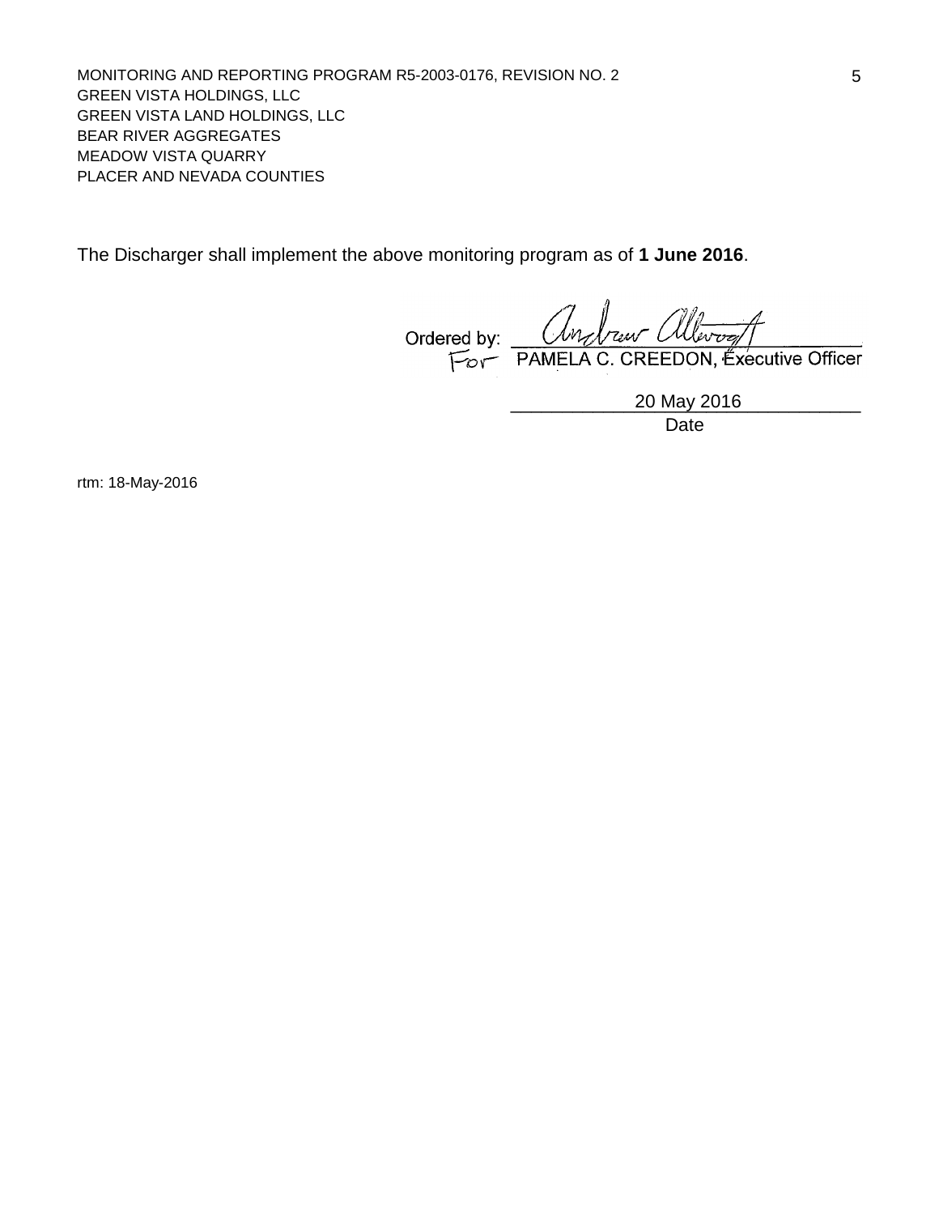The Discharger shall implement the above monitoring program as of **1 June 2016**.

Ordered by: Andrew Altevogt
For PAMELA C. CREEDON, Executive Officer

20 May 2016
Date

rtm: 18-May-2016